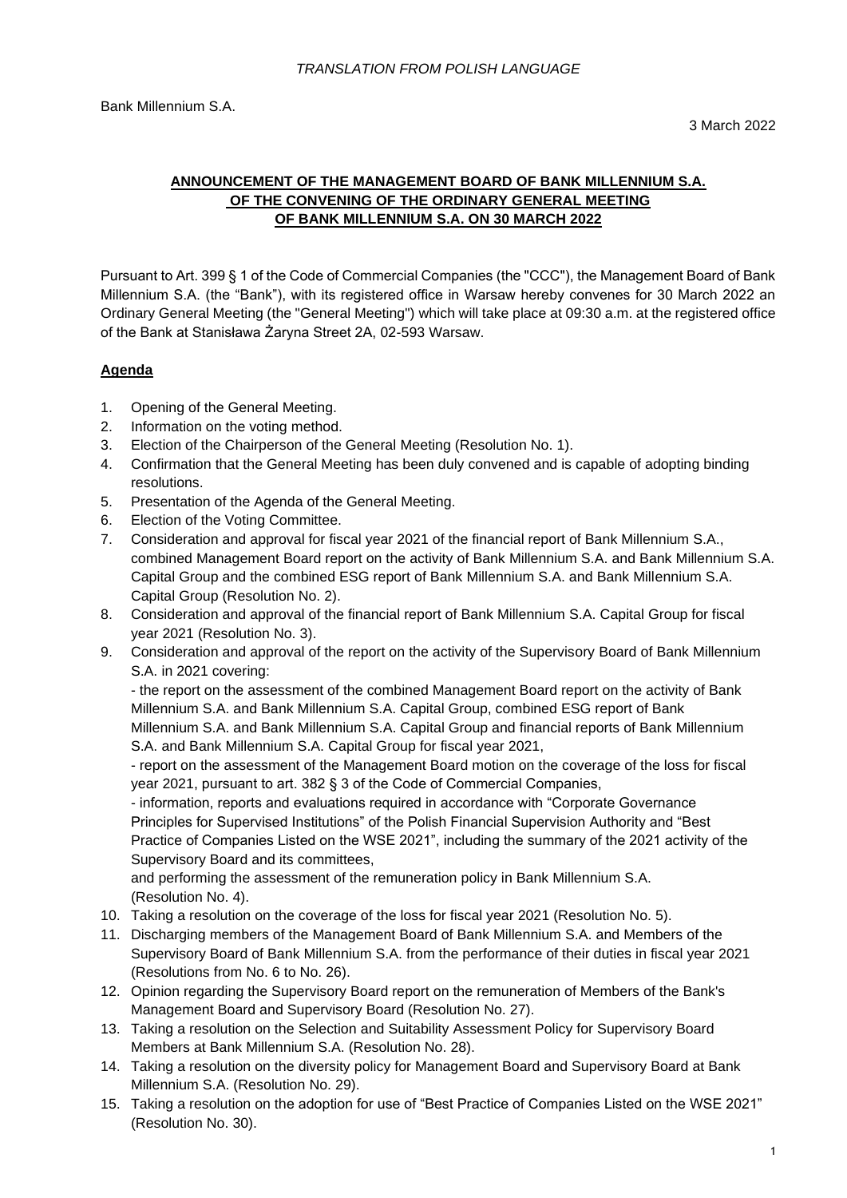*TRANSLATION FROM POLISH LANGUAGE*

Bank Millennium S.A.

3 March 2022

**ANNOUNCEMENT OF THE MANAGEMENT BOARD OF BANK MILLENNIUM S.A. OF THE CONVENING OF THE ORDINARY GENERAL MEETING OF BANK MILLENNIUM S.A. ON 30 MARCH 2022**

Pursuant to Art. 399 § 1 of the Code of Commercial Companies (the "CCC"), the Management Board of Bank Millennium S.A. (the "Bank"), with its registered office in Warsaw hereby convenes for 30 March 2022 an Ordinary General Meeting (the "General Meeting") which will take place at 09:30 a.m. at the registered office of the Bank at Stanisława Żaryna Street 2A, 02-593 Warsaw.

**Agenda**

1. Opening of the General Meeting.
2. Information on the voting method.
3. Election of the Chairperson of the General Meeting (Resolution No. 1).
4. Confirmation that the General Meeting has been duly convened and is capable of adopting binding resolutions.
5. Presentation of the Agenda of the General Meeting.
6. Election of the Voting Committee.
7. Consideration and approval for fiscal year 2021 of the financial report of Bank Millennium S.A., combined Management Board report on the activity of Bank Millennium S.A. and Bank Millennium S.A. Capital Group and the combined ESG report of Bank Millennium S.A. and Bank Millennium S.A. Capital Group (Resolution No. 2).
8. Consideration and approval of the financial report of Bank Millennium S.A. Capital Group for fiscal year 2021 (Resolution No. 3).
9. Consideration and approval of the report on the activity of the Supervisory Board of Bank Millennium S.A. in 2021 covering:
   - the report on the assessment of the combined Management Board report on the activity of Bank Millennium S.A. and Bank Millennium S.A. Capital Group, combined ESG report of Bank Millennium S.A. and Bank Millennium S.A. Capital Group and financial reports of Bank Millennium S.A. and Bank Millennium S.A. Capital Group for fiscal year 2021,
   - report on the assessment of the Management Board motion on the coverage of the loss for fiscal year 2021, pursuant to art. 382 § 3 of the Code of Commercial Companies,
   - information, reports and evaluations required in accordance with "Corporate Governance Principles for Supervised Institutions" of the Polish Financial Supervision Authority and "Best Practice of Companies Listed on the WSE 2021", including the summary of the 2021 activity of the Supervisory Board and its committees,

   and performing the assessment of the remuneration policy in Bank Millennium S.A. (Resolution No. 4).
10. Taking a resolution on the coverage of the loss for fiscal year 2021 (Resolution No. 5).
11. Discharging members of the Management Board of Bank Millennium S.A. and Members of the Supervisory Board of Bank Millennium S.A. from the performance of their duties in fiscal year 2021 (Resolutions from No. 6 to No. 26).
12. Opinion regarding the Supervisory Board report on the remuneration of Members of the Bank's Management Board and Supervisory Board (Resolution No. 27).
13. Taking a resolution on the Selection and Suitability Assessment Policy for Supervisory Board Members at Bank Millennium S.A. (Resolution No. 28).
14. Taking a resolution on the diversity policy for Management Board and Supervisory Board at Bank Millennium S.A. (Resolution No. 29).
15. Taking a resolution on the adoption for use of "Best Practice of Companies Listed on the WSE 2021" (Resolution No. 30).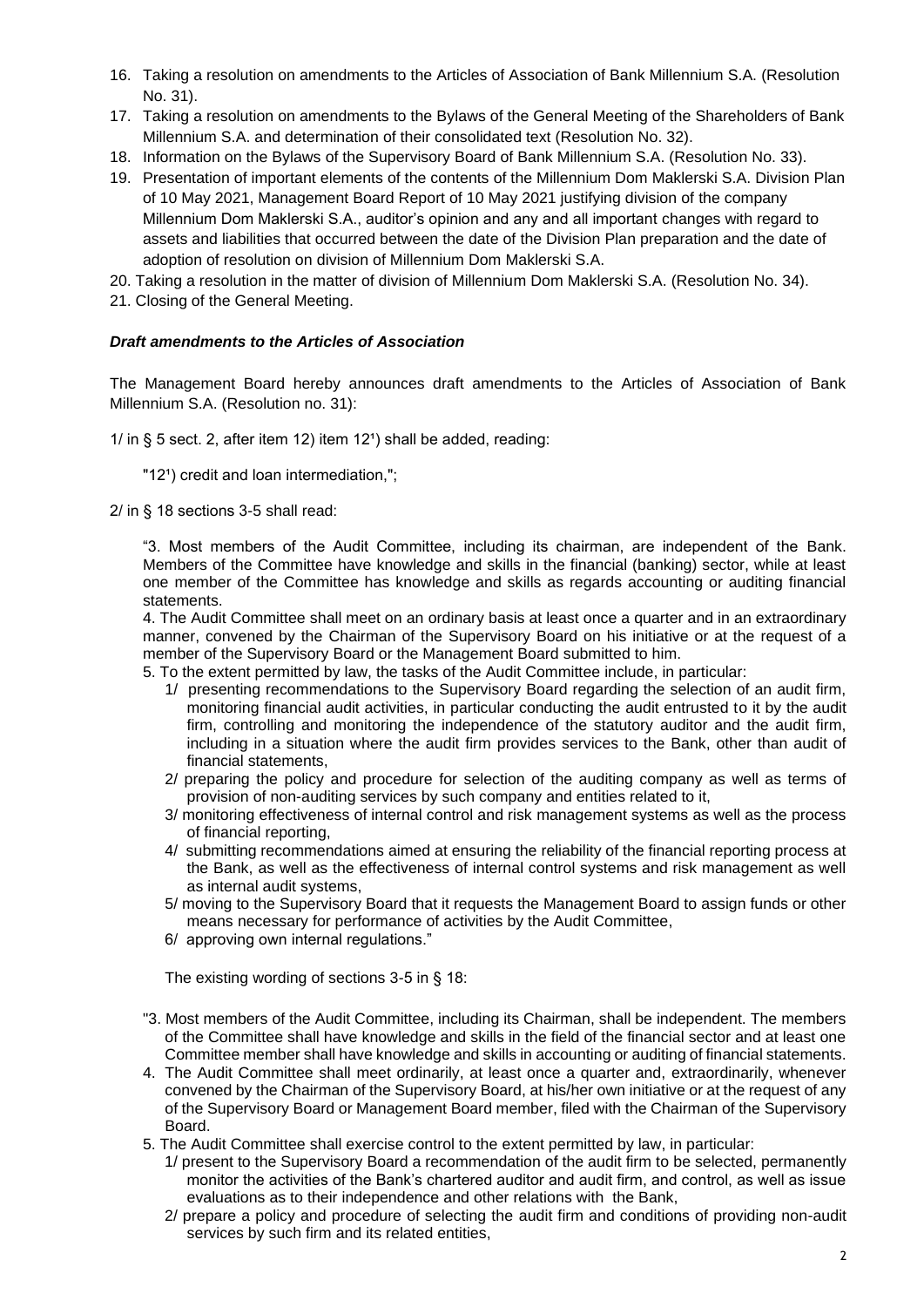16. Taking a resolution on amendments to the Articles of Association of Bank Millennium S.A. (Resolution No. 31).
17. Taking a resolution on amendments to the Bylaws of the General Meeting of the Shareholders of Bank Millennium S.A. and determination of their consolidated text (Resolution No. 32).
18. Information on the Bylaws of the Supervisory Board of Bank Millennium S.A. (Resolution No. 33).
19. Presentation of important elements of the contents of the Millennium Dom Maklerski S.A. Division Plan of 10 May 2021, Management Board Report of 10 May 2021 justifying division of the company Millennium Dom Maklerski S.A., auditor's opinion and any and all important changes with regard to assets and liabilities that occurred between the date of the Division Plan preparation and the date of adoption of resolution on division of Millennium Dom Maklerski S.A.
20. Taking a resolution in the matter of division of Millennium Dom Maklerski S.A. (Resolution No. 34).
21. Closing of the General Meeting.

***Draft amendments to the Articles of Association***

The Management Board hereby announces draft amendments to the Articles of Association of Bank Millennium S.A. (Resolution no. 31):

1/ in § 5 sect. 2, after item 12) item 12¹) shall be added, reading:

"12¹) credit and loan intermediation,";

2/ in § 18 sections 3-5 shall read:

"3. Most members of the Audit Committee, including its chairman, are independent of the Bank. Members of the Committee have knowledge and skills in the financial (banking) sector, while at least one member of the Committee has knowledge and skills as regards accounting or auditing financial statements.
4. The Audit Committee shall meet on an ordinary basis at least once a quarter and in an extraordinary manner, convened by the Chairman of the Supervisory Board on his initiative or at the request of a member of the Supervisory Board or the Management Board submitted to him.
5. To the extent permitted by law, the tasks of the Audit Committee include, in particular:

1/ presenting recommendations to the Supervisory Board regarding the selection of an audit firm, monitoring financial audit activities, in particular conducting the audit entrusted to it by the audit firm, controlling and monitoring the independence of the statutory auditor and the audit firm, including in a situation where the audit firm provides services to the Bank, other than audit of financial statements,
2/ preparing the policy and procedure for selection of the auditing company as well as terms of provision of non-auditing services by such company and entities related to it,
3/ monitoring effectiveness of internal control and risk management systems as well as the process of financial reporting,
4/ submitting recommendations aimed at ensuring the reliability of the financial reporting process at the Bank, as well as the effectiveness of internal control systems and risk management as well as internal audit systems,
5/ moving to the Supervisory Board that it requests the Management Board to assign funds or other means necessary for performance of activities by the Audit Committee,
6/ approving own internal regulations."

The existing wording of sections 3-5 in § 18:

"3. Most members of the Audit Committee, including its Chairman, shall be independent. The members of the Committee shall have knowledge and skills in the field of the financial sector and at least one Committee member shall have knowledge and skills in accounting or auditing of financial statements.
4. The Audit Committee shall meet ordinarily, at least once a quarter and, extraordinarily, whenever convened by the Chairman of the Supervisory Board, at his/her own initiative or at the request of any of the Supervisory Board or Management Board member, filed with the Chairman of the Supervisory Board.
5. The Audit Committee shall exercise control to the extent permitted by law, in particular:

1/ present to the Supervisory Board a recommendation of the audit firm to be selected, permanently monitor the activities of the Bank's chartered auditor and audit firm, and control, as well as issue evaluations as to their independence and other relations with the Bank,
2/ prepare a policy and procedure of selecting the audit firm and conditions of providing non-audit services by such firm and its related entities,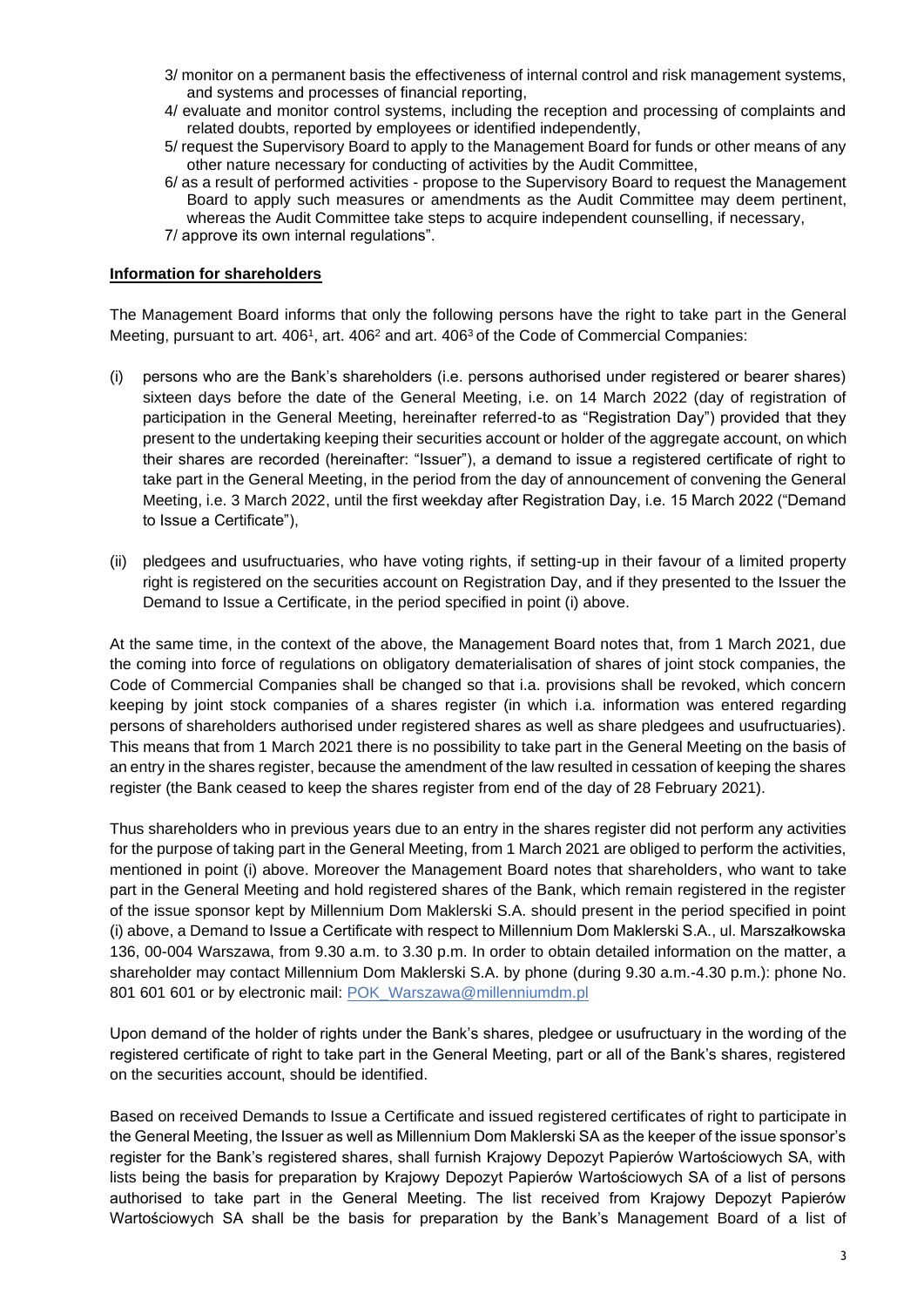3/ monitor on a permanent basis the effectiveness of internal control and risk management systems, and systems and processes of financial reporting,

4/ evaluate and monitor control systems, including the reception and processing of complaints and related doubts, reported by employees or identified independently,

5/ request the Supervisory Board to apply to the Management Board for funds or other means of any other nature necessary for conducting of activities by the Audit Committee,

6/ as a result of performed activities - propose to the Supervisory Board to request the Management Board to apply such measures or amendments as the Audit Committee may deem pertinent, whereas the Audit Committee take steps to acquire independent counselling, if necessary,

7/ approve its own internal regulations".

**Information for shareholders**

The Management Board informs that only the following persons have the right to take part in the General Meeting, pursuant to art. 406[1], art. 406[2] and art. 406[3] of the Code of Commercial Companies:

(i) persons who are the Bank's shareholders (i.e. persons authorised under registered or bearer shares) sixteen days before the date of the General Meeting, i.e. on 14 March 2022 (day of registration of participation in the General Meeting, hereinafter referred-to as "Registration Day") provided that they present to the undertaking keeping their securities account or holder of the aggregate account, on which their shares are recorded (hereinafter: "Issuer"), a demand to issue a registered certificate of right to take part in the General Meeting, in the period from the day of announcement of convening the General Meeting, i.e. 3 March 2022, until the first weekday after Registration Day, i.e. 15 March 2022 ("Demand to Issue a Certificate"),

(ii) pledgees and usufructuaries, who have voting rights, if setting-up in their favour of a limited property right is registered on the securities account on Registration Day, and if they presented to the Issuer the Demand to Issue a Certificate, in the period specified in point (i) above.

At the same time, in the context of the above, the Management Board notes that, from 1 March 2021, due the coming into force of regulations on obligatory dematerialisation of shares of joint stock companies, the Code of Commercial Companies shall be changed so that i.a. provisions shall be revoked, which concern keeping by joint stock companies of a shares register (in which i.a. information was entered regarding persons of shareholders authorised under registered shares as well as share pledgees and usufructuaries). This means that from 1 March 2021 there is no possibility to take part in the General Meeting on the basis of an entry in the shares register, because the amendment of the law resulted in cessation of keeping the shares register (the Bank ceased to keep the shares register from end of the day of 28 February 2021).

Thus shareholders who in previous years due to an entry in the shares register did not perform any activities for the purpose of taking part in the General Meeting, from 1 March 2021 are obliged to perform the activities, mentioned in point (i) above. Moreover the Management Board notes that shareholders, who want to take part in the General Meeting and hold registered shares of the Bank, which remain registered in the register of the issue sponsor kept by Millennium Dom Maklerski S.A. should present in the period specified in point (i) above, a Demand to Issue a Certificate with respect to Millennium Dom Maklerski S.A., ul. Marszałkowska 136, 00-004 Warszawa, from 9.30 a.m. to 3.30 p.m. In order to obtain detailed information on the matter, a shareholder may contact Millennium Dom Maklerski S.A. by phone (during 9.30 a.m.-4.30 p.m.): phone No. 801 601 601 or by electronic mail: POK_Warszawa@millenniumdm.pl

Upon demand of the holder of rights under the Bank's shares, pledgee or usufructuary in the wording of the registered certificate of right to take part in the General Meeting, part or all of the Bank's shares, registered on the securities account, should be identified.

Based on received Demands to Issue a Certificate and issued registered certificates of right to participate in the General Meeting, the Issuer as well as Millennium Dom Maklerski SA as the keeper of the issue sponsor's register for the Bank's registered shares, shall furnish Krajowy Depozyt Papierów Wartościowych SA, with lists being the basis for preparation by Krajowy Depozyt Papierów Wartościowych SA of a list of persons authorised to take part in the General Meeting. The list received from Krajowy Depozyt Papierów Wartościowych SA shall be the basis for preparation by the Bank's Management Board of a list of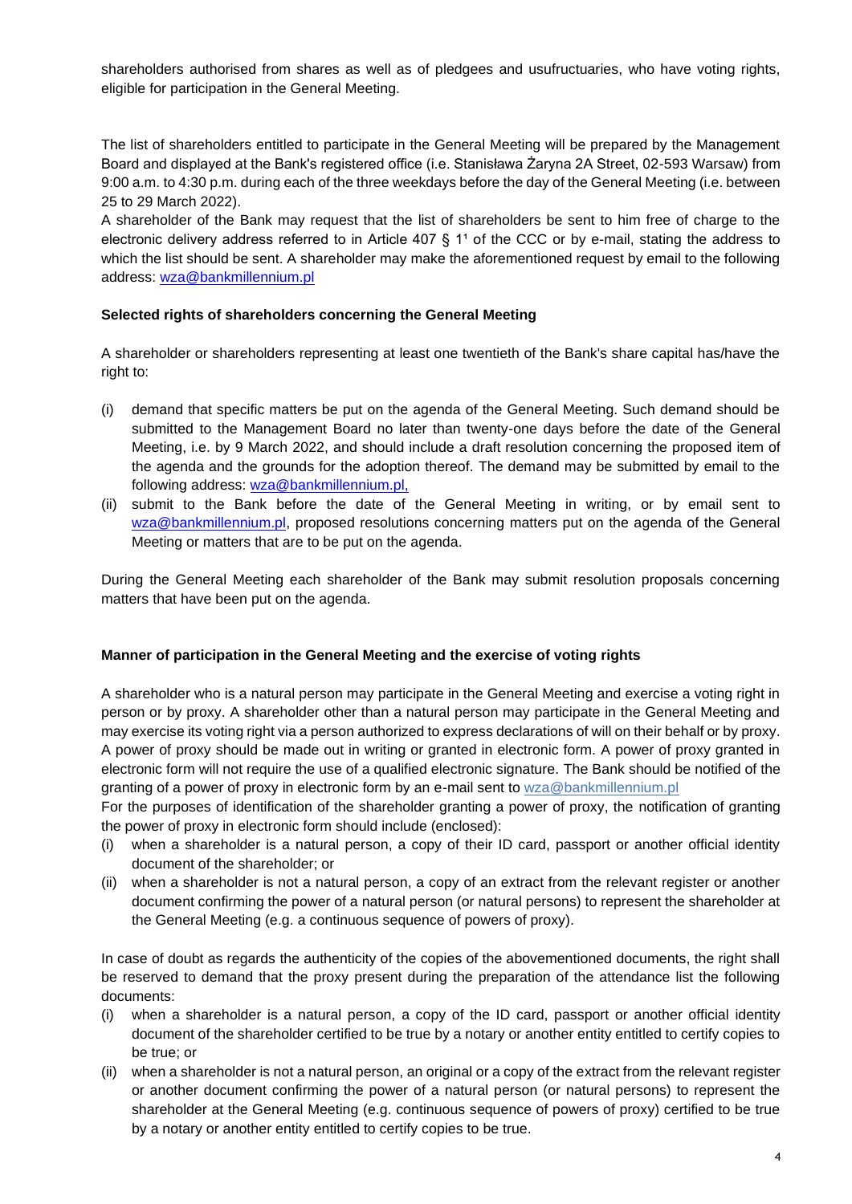shareholders authorised from shares as well as of pledgees and usufructuaries, who have voting rights, eligible for participation in the General Meeting.

The list of shareholders entitled to participate in the General Meeting will be prepared by the Management Board and displayed at the Bank's registered office (i.e. Stanisława Żaryna 2A Street, 02-593 Warsaw) from 9:00 a.m. to 4:30 p.m. during each of the three weekdays before the day of the General Meeting (i.e. between 25 to 29 March 2022).

A shareholder of the Bank may request that the list of shareholders be sent to him free of charge to the electronic delivery address referred to in Article 407 § 1[1] of the CCC or by e-mail, stating the address to which the list should be sent. A shareholder may make the aforementioned request by email to the following address: wza@bankmillennium.pl

**Selected rights of shareholders concerning the General Meeting**

A shareholder or shareholders representing at least one twentieth of the Bank's share capital has/have the right to:

(i) demand that specific matters be put on the agenda of the General Meeting. Such demand should be submitted to the Management Board no later than twenty-one days before the date of the General Meeting, i.e. by 9 March 2022, and should include a draft resolution concerning the proposed item of the agenda and the grounds for the adoption thereof. The demand may be submitted by email to the following address: wza@bankmillennium.pl,

(ii) submit to the Bank before the date of the General Meeting in writing, or by email sent to wza@bankmillennium.pl, proposed resolutions concerning matters put on the agenda of the General Meeting or matters that are to be put on the agenda.

During the General Meeting each shareholder of the Bank may submit resolution proposals concerning matters that have been put on the agenda.

**Manner of participation in the General Meeting and the exercise of voting rights**

A shareholder who is a natural person may participate in the General Meeting and exercise a voting right in person or by proxy. A shareholder other than a natural person may participate in the General Meeting and may exercise its voting right via a person authorized to express declarations of will on their behalf or by proxy. A power of proxy should be made out in writing or granted in electronic form. A power of proxy granted in electronic form will not require the use of a qualified electronic signature. The Bank should be notified of the granting of a power of proxy in electronic form by an e-mail sent to wza@bankmillennium.pl

For the purposes of identification of the shareholder granting a power of proxy, the notification of granting the power of proxy in electronic form should include (enclosed):

(i) when a shareholder is a natural person, a copy of their ID card, passport or another official identity document of the shareholder; or

(ii) when a shareholder is not a natural person, a copy of an extract from the relevant register or another document confirming the power of a natural person (or natural persons) to represent the shareholder at the General Meeting (e.g. a continuous sequence of powers of proxy).

In case of doubt as regards the authenticity of the copies of the abovementioned documents, the right shall be reserved to demand that the proxy present during the preparation of the attendance list the following documents:

(i) when a shareholder is a natural person, a copy of the ID card, passport or another official identity document of the shareholder certified to be true by a notary or another entity entitled to certify copies to be true; or

(ii) when a shareholder is not a natural person, an original or a copy of the extract from the relevant register or another document confirming the power of a natural person (or natural persons) to represent the shareholder at the General Meeting (e.g. continuous sequence of powers of proxy) certified to be true by a notary or another entity entitled to certify copies to be true.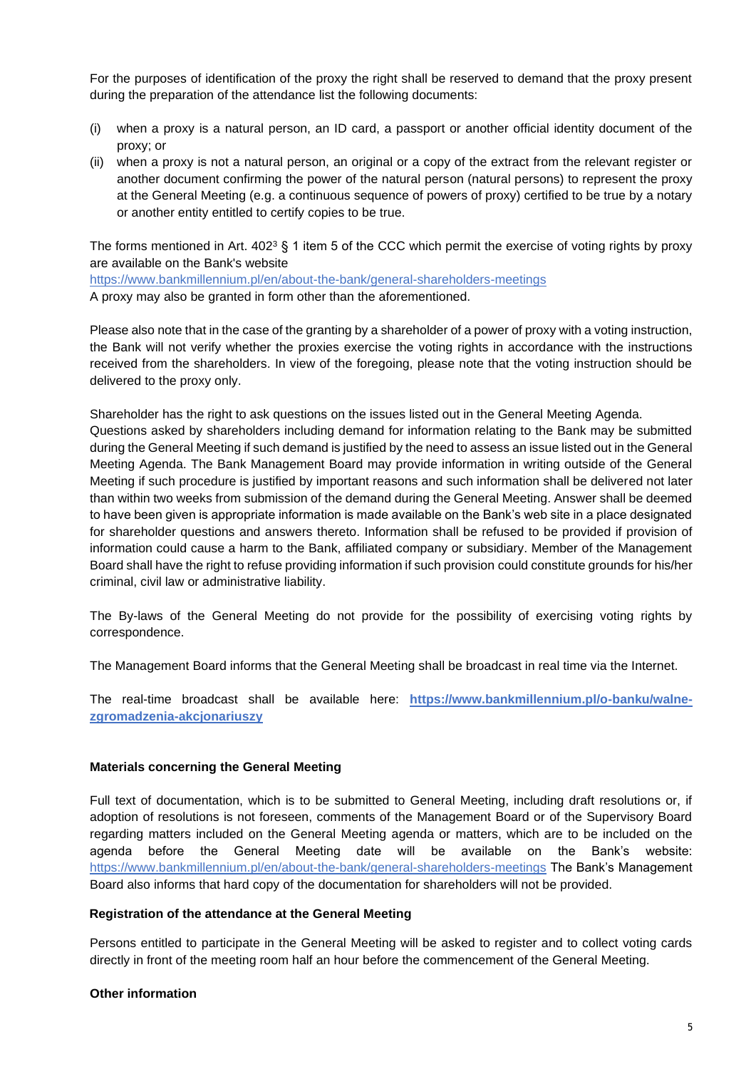For the purposes of identification of the proxy the right shall be reserved to demand that the proxy present during the preparation of the attendance list the following documents:

(i) when a proxy is a natural person, an ID card, a passport or another official identity document of the proxy; or

(ii) when a proxy is not a natural person, an original or a copy of the extract from the relevant register or another document confirming the power of the natural person (natural persons) to represent the proxy at the General Meeting (e.g. a continuous sequence of powers of proxy) certified to be true by a notary or another entity entitled to certify copies to be true.

The forms mentioned in Art. $402^3$ § 1 item 5 of the CCC which permit the exercise of voting rights by proxy are available on the Bank's website
https://www.bankmillennium.pl/en/about-the-bank/general-shareholders-meetings
A proxy may also be granted in form other than the aforementioned.

Please also note that in the case of the granting by a shareholder of a power of proxy with a voting instruction, the Bank will not verify whether the proxies exercise the voting rights in accordance with the instructions received from the shareholders. In view of the foregoing, please note that the voting instruction should be delivered to the proxy only.

Shareholder has the right to ask questions on the issues listed out in the General Meeting Agenda.
Questions asked by shareholders including demand for information relating to the Bank may be submitted during the General Meeting if such demand is justified by the need to assess an issue listed out in the General Meeting Agenda. The Bank Management Board may provide information in writing outside of the General Meeting if such procedure is justified by important reasons and such information shall be delivered not later than within two weeks from submission of the demand during the General Meeting. Answer shall be deemed to have been given is appropriate information is made available on the Bank's web site in a place designated for shareholder questions and answers thereto. Information shall be refused to be provided if provision of information could cause a harm to the Bank, affiliated company or subsidiary. Member of the Management Board shall have the right to refuse providing information if such provision could constitute grounds for his/her criminal, civil law or administrative liability.

The By-laws of the General Meeting do not provide for the possibility of exercising voting rights by correspondence.

The Management Board informs that the General Meeting shall be broadcast in real time via the Internet.

The real-time broadcast shall be available here: **https://www.bankmillennium.pl/o-banku/walne-zgromadzenia-akcjonariuszy**

**Materials concerning the General Meeting**

Full text of documentation, which is to be submitted to General Meeting, including draft resolutions or, if adoption of resolutions is not foreseen, comments of the Management Board or of the Supervisory Board regarding matters included on the General Meeting agenda or matters, which are to be included on the agenda before the General Meeting date will be available on the Bank's website: https://www.bankmillennium.pl/en/about-the-bank/general-shareholders-meetings The Bank's Management Board also informs that hard copy of the documentation for shareholders will not be provided.

**Registration of the attendance at the General Meeting**

Persons entitled to participate in the General Meeting will be asked to register and to collect voting cards directly in front of the meeting room half an hour before the commencement of the General Meeting.

**Other information**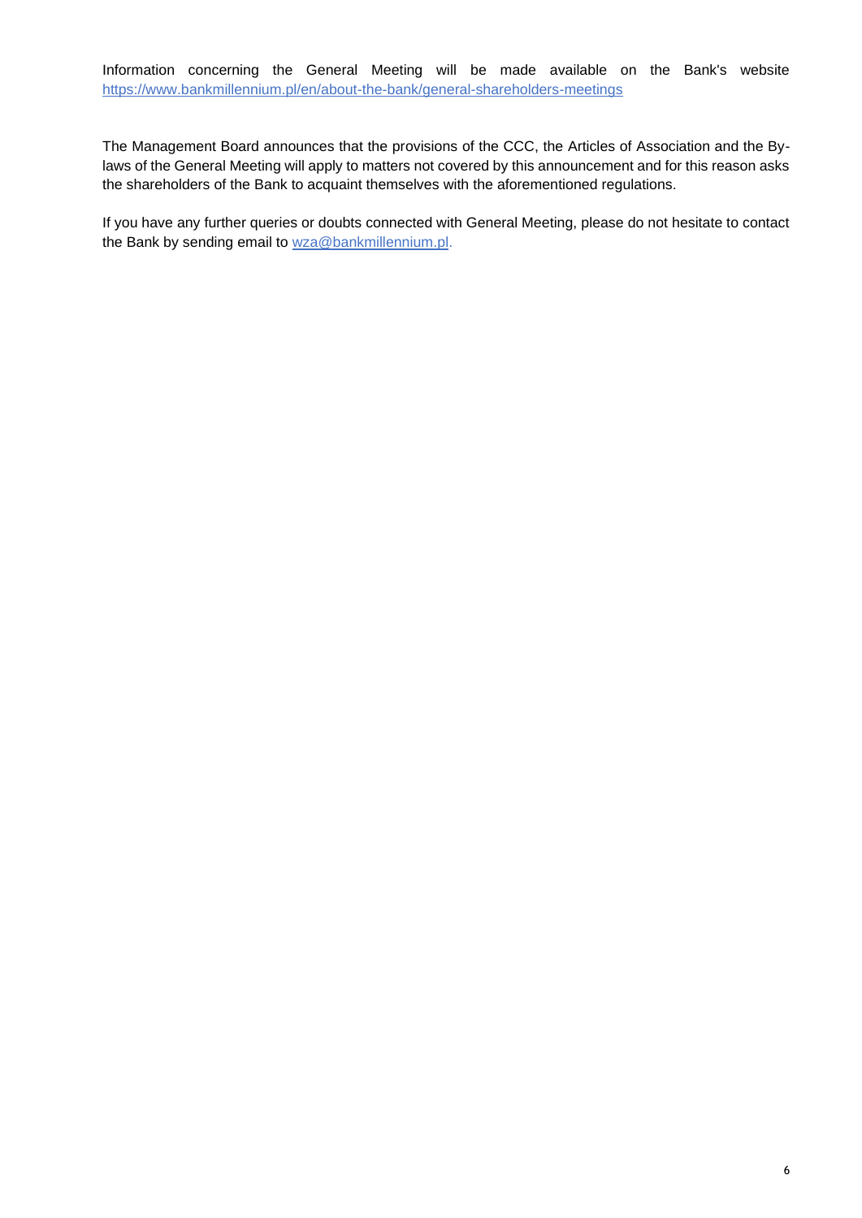Information concerning the General Meeting will be made available on the Bank's website https://www.bankmillennium.pl/en/about-the-bank/general-shareholders-meetings

The Management Board announces that the provisions of the CCC, the Articles of Association and the By-laws of the General Meeting will apply to matters not covered by this announcement and for this reason asks the shareholders of the Bank to acquaint themselves with the aforementioned regulations.

If you have any further queries or doubts connected with General Meeting, please do not hesitate to contact the Bank by sending email to wza@bankmillennium.pl.